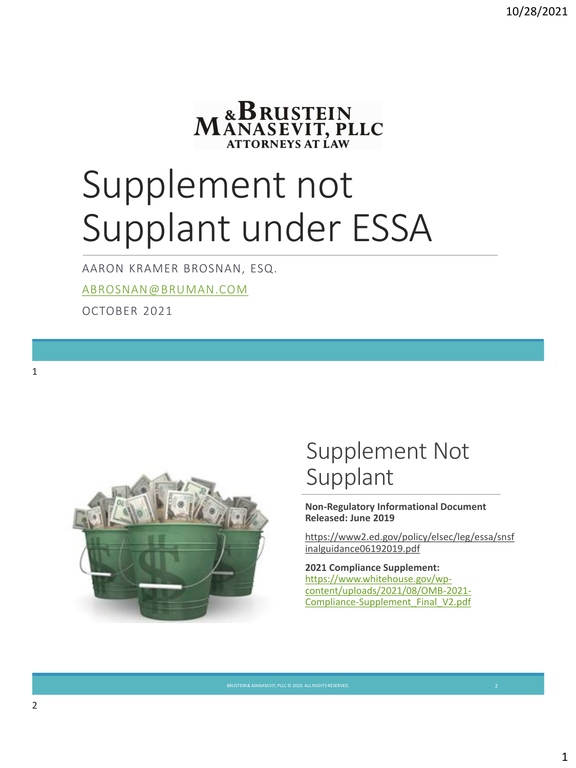BRUSTEIN & MANASEVIT, PLLC
ATTORNEYS AT LAW

# Supplement not Supplant under ESSA

AARON KRAMER BROSNAN, ESQ.

ABROSNAN@BRUMAN.COM

OCTOBER 2021

## Supplement Not Supplant

**Non-Regulatory Informational Document Released: June 2019**

https://www2.ed.gov/policy/elsec/leg/essa/snsfinalguidance06192019.pdf

**2021 Compliance Supplement:**
https://www.whitehouse.gov/wp-content/uploads/2021/08/OMB-2021-Compliance-Supplement_Final_V2.pdf

BRUSTEIN & MANASEVIT, PLLC © 2020. ALL RIGHTS RESERVED.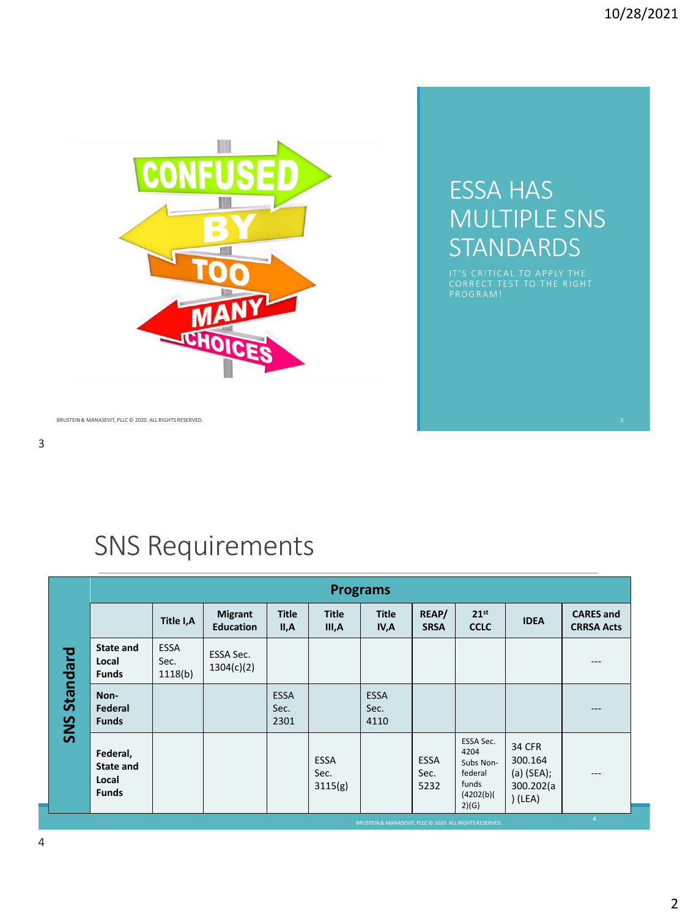## ESSA HAS MULTIPLE SNS STANDARDS

IT'S CRITICAL TO APPLY THE CORRECT TEST TO THE RIGHT PROGRAM!

BRUSTEIN & MANASEVIT, PLLC © 2020. ALL RIGHTS RESERVED.

## SNS Requirements

| SNS Standard | Title I,A | Migrant Education | Title II,A | Title III,A | Title IV,A | REAP/ SRSA | 21st CCLC | IDEA | CARES and CRRSA Acts |
|---|---|---|---|---|---|---|---|---|---|
| State and Local Funds | ESSA Sec. 1118(b) | ESSA Sec. 1304(c)(2) | | | | | | | --- |
| Non-Federal Funds | | | ESSA Sec. 2301 | | ESSA Sec. 4110 | | | | --- |
| Federal, State and Local Funds | | | | ESSA Sec. 3115(g) | | ESSA Sec. 5232 | ESSA Sec. 4204 Subs Non-federal funds (4202(b)(2)(G) | 34 CFR 300.164 (a) (SEA); 300.202(a) (LEA) | --- |

BRUSTEIN & MANASEVIT, PLLC © 2020. ALL RIGHTS RESERVED.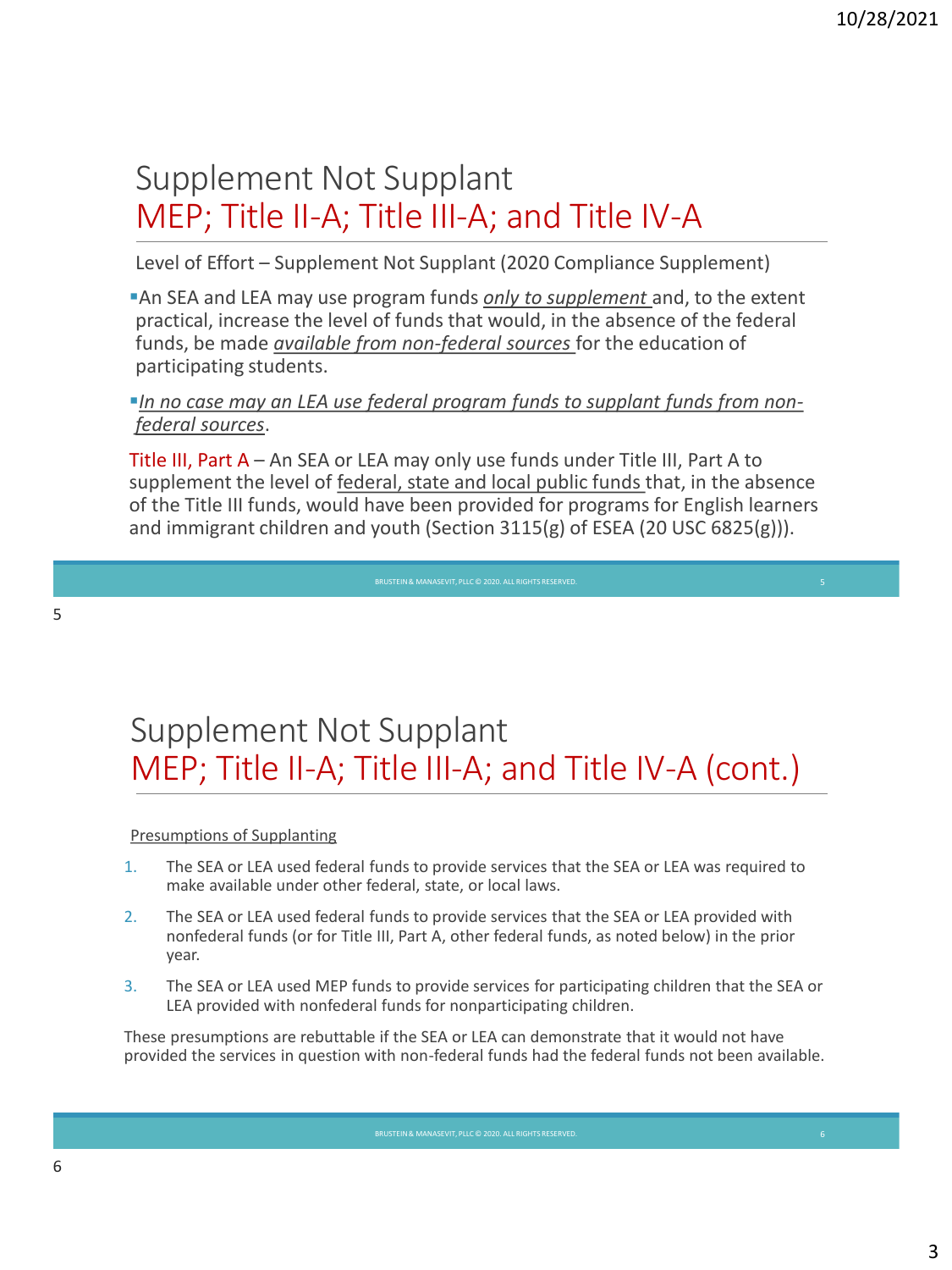## Supplement Not Supplant
## MEP; Title II-A; Title III-A; and Title IV-A

Level of Effort – Supplement Not Supplant (2020 Compliance Supplement)

- An SEA and LEA may use program funds *only to supplement* and, to the extent practical, increase the level of funds that would, in the absence of the federal funds, be made *available from non-federal sources* for the education of participating students.
- *In no case may an LEA use federal program funds to supplant funds from non-federal sources*.

Title III, Part A – An SEA or LEA may only use funds under Title III, Part A to supplement the level of federal, state and local public funds that, in the absence of the Title III funds, would have been provided for programs for English learners and immigrant children and youth (Section 3115(g) of ESEA (20 USC 6825(g))).

BRUSTEIN & MANASEVIT, PLLC © 2020. ALL RIGHTS RESERVED.

## Supplement Not Supplant
## MEP; Title II-A; Title III-A; and Title IV-A (cont.)

Presumptions of Supplanting

1. The SEA or LEA used federal funds to provide services that the SEA or LEA was required to make available under other federal, state, or local laws.
2. The SEA or LEA used federal funds to provide services that the SEA or LEA provided with nonfederal funds (or for Title III, Part A, other federal funds, as noted below) in the prior year.
3. The SEA or LEA used MEP funds to provide services for participating children that the SEA or LEA provided with nonfederal funds for nonparticipating children.

These presumptions are rebuttable if the SEA or LEA can demonstrate that it would not have provided the services in question with non-federal funds had the federal funds not been available.

BRUSTEIN & MANASEVIT, PLLC © 2020. ALL RIGHTS RESERVED.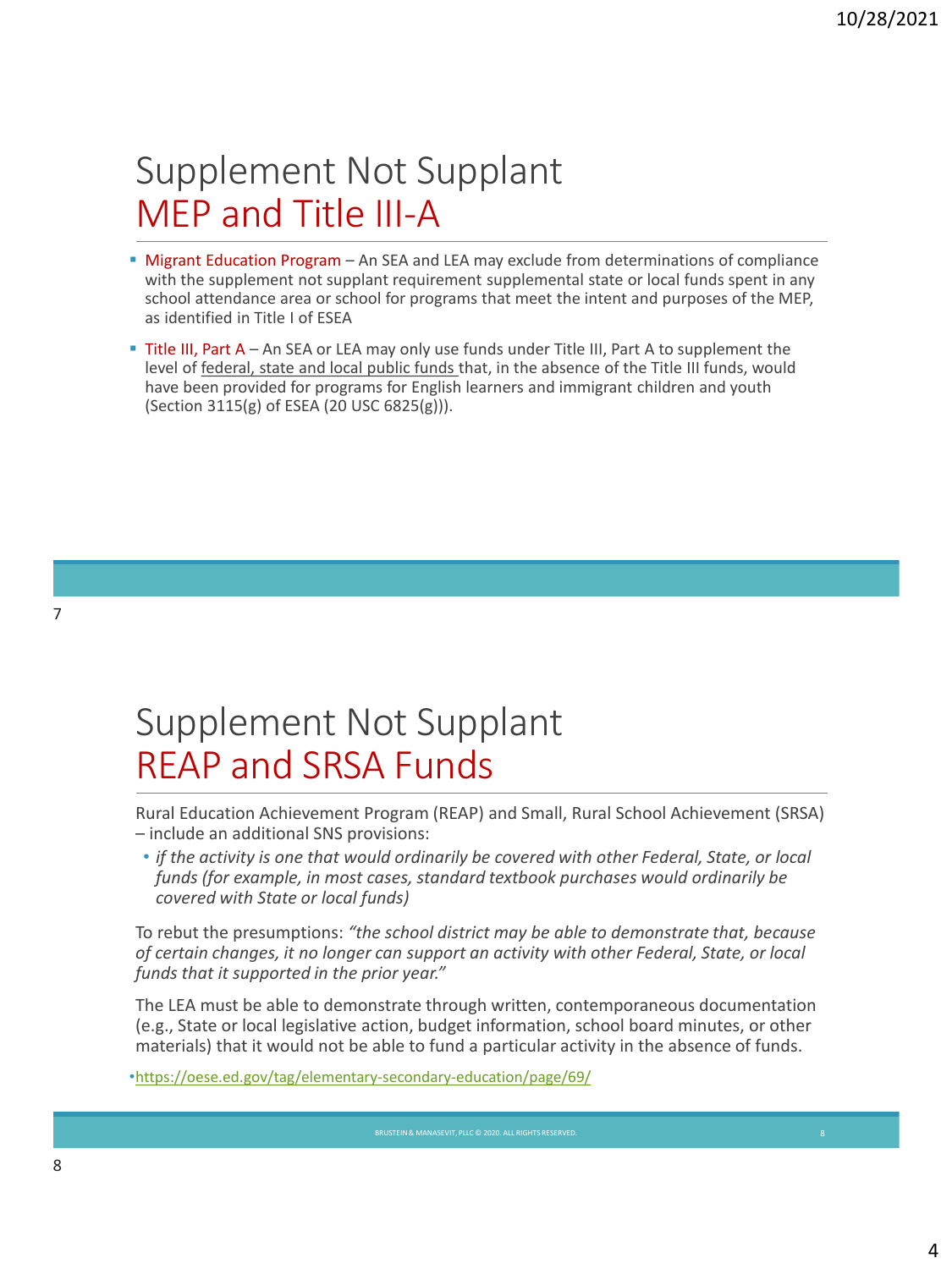# Supplement Not Supplant
## MEP and Title III-A

- Migrant Education Program – An SEA and LEA may exclude from determinations of compliance with the supplement not supplant requirement supplemental state or local funds spent in any school attendance area or school for programs that meet the intent and purposes of the MEP, as identified in Title I of ESEA
- Title III, Part A – An SEA or LEA may only use funds under Title III, Part A to supplement the level of federal, state and local public funds that, in the absence of the Title III funds, would have been provided for programs for English learners and immigrant children and youth (Section 3115(g) of ESEA (20 USC 6825(g))).

# Supplement Not Supplant
## REAP and SRSA Funds

Rural Education Achievement Program (REAP) and Small, Rural School Achievement (SRSA) – include an additional SNS provisions:

- *if the activity is one that would ordinarily be covered with other Federal, State, or local funds (for example, in most cases, standard textbook purchases would ordinarily be covered with State or local funds)*

To rebut the presumptions: *"the school district may be able to demonstrate that, because of certain changes, it no longer can support an activity with other Federal, State, or local funds that it supported in the prior year."*

The LEA must be able to demonstrate through written, contemporaneous documentation (e.g., State or local legislative action, budget information, school board minutes, or other materials) that it would not be able to fund a particular activity in the absence of funds.

- https://oese.ed.gov/tag/elementary-secondary-education/page/69/

BRUSTEIN & MANASEVIT, PLLC © 2020. ALL RIGHTS RESERVED.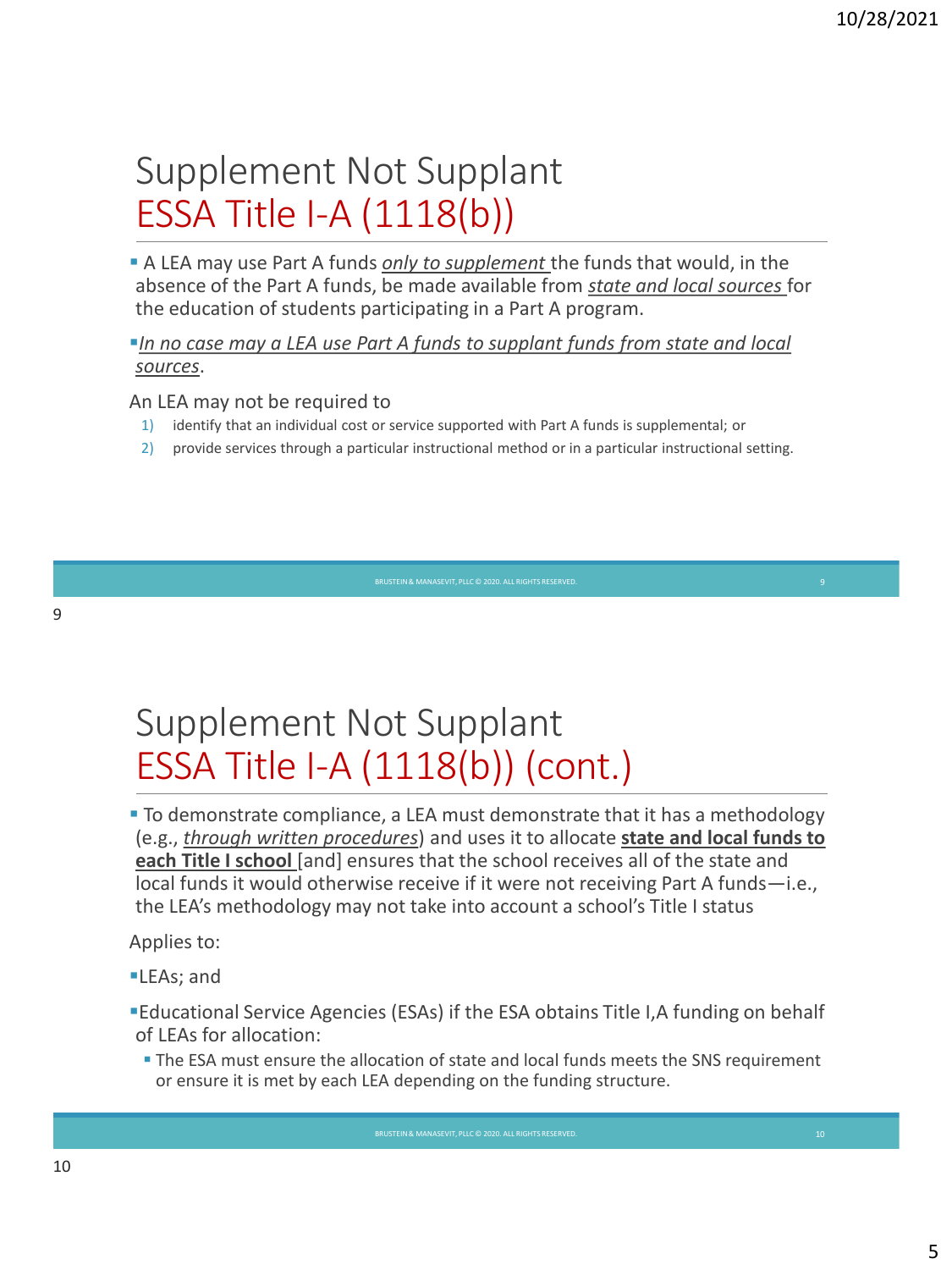# Supplement Not Supplant
## ESSA Title I-A (1118(b))

- A LEA may use Part A funds *only to supplement* the funds that would, in the absence of the Part A funds, be made available from *state and local sources* for the education of students participating in a Part A program.

- *In no case may a LEA use Part A funds to supplant funds from state and local sources*.

An LEA may not be required to

1) identify that an individual cost or service supported with Part A funds is supplemental; or
2) provide services through a particular instructional method or in a particular instructional setting.

# Supplement Not Supplant
## ESSA Title I-A (1118(b)) (cont.)

- To demonstrate compliance, a LEA must demonstrate that it has a methodology (e.g., *through written procedures*) and uses it to allocate **state and local funds to each Title I school** [and] ensures that the school receives all of the state and local funds it would otherwise receive if it were not receiving Part A funds—i.e., the LEA's methodology may not take into account a school's Title I status

Applies to:

- LEAs; and
- Educational Service Agencies (ESAs) if the ESA obtains Title I,A funding on behalf of LEAs for allocation:
  - The ESA must ensure the allocation of state and local funds meets the SNS requirement or ensure it is met by each LEA depending on the funding structure.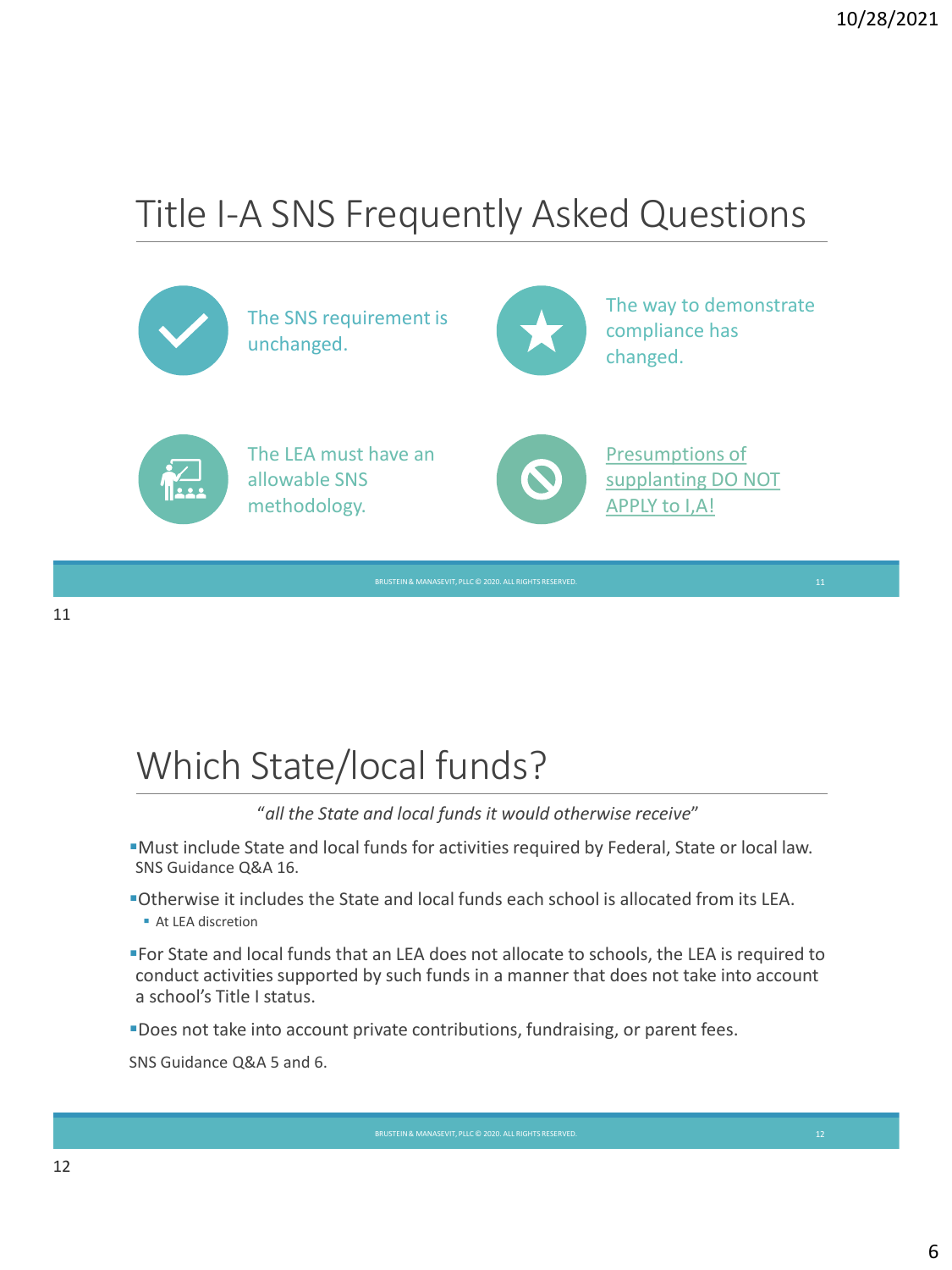# Title I-A SNS Frequently Asked Questions

The SNS requirement is unchanged.

The way to demonstrate compliance has changed.

The LEA must have an allowable SNS methodology.

Presumptions of supplanting DO NOT APPLY to I,A!

# Which State/local funds?

*"all the State and local funds it would otherwise receive"*

- Must include State and local funds for activities required by Federal, State or local law. SNS Guidance Q&A 16.
- Otherwise it includes the State and local funds each school is allocated from its LEA.
  - At LEA discretion
- For State and local funds that an LEA does not allocate to schools, the LEA is required to conduct activities supported by such funds in a manner that does not take into account a school's Title I status.
- Does not take into account private contributions, fundraising, or parent fees.

SNS Guidance Q&A 5 and 6.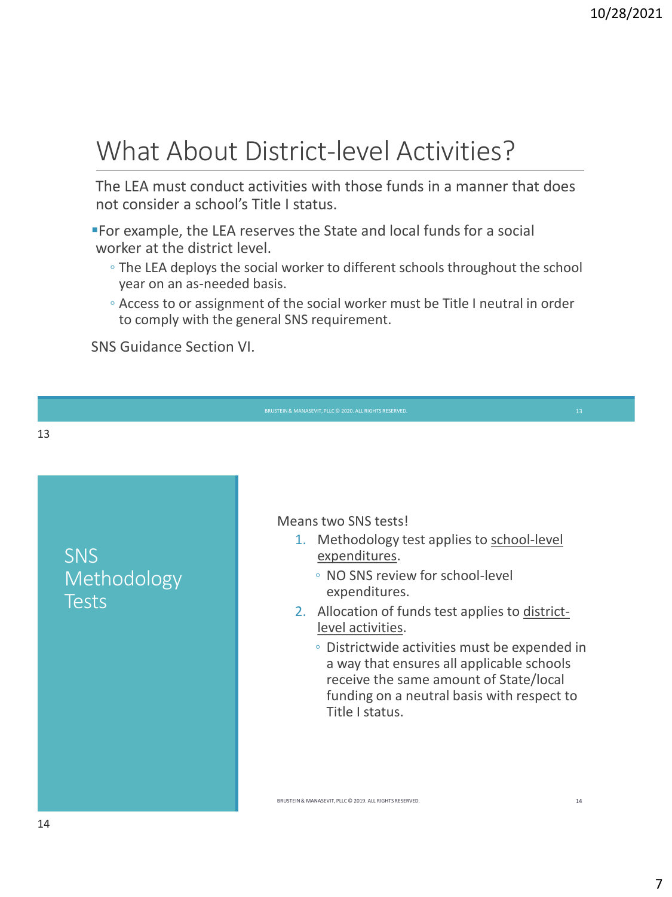## What About District-level Activities?

The LEA must conduct activities with those funds in a manner that does not consider a school's Title I status.

- For example, the LEA reserves the State and local funds for a social worker at the district level.
  - The LEA deploys the social worker to different schools throughout the school year on an as-needed basis.
  - Access to or assignment of the social worker must be Title I neutral in order to comply with the general SNS requirement.

SNS Guidance Section VI.

## SNS Methodology Tests

Means two SNS tests!

1. Methodology test applies to school-level expenditures.
   - NO SNS review for school-level expenditures.
2. Allocation of funds test applies to district-level activities.
   - Districtwide activities must be expended in a way that ensures all applicable schools receive the same amount of State/local funding on a neutral basis with respect to Title I status.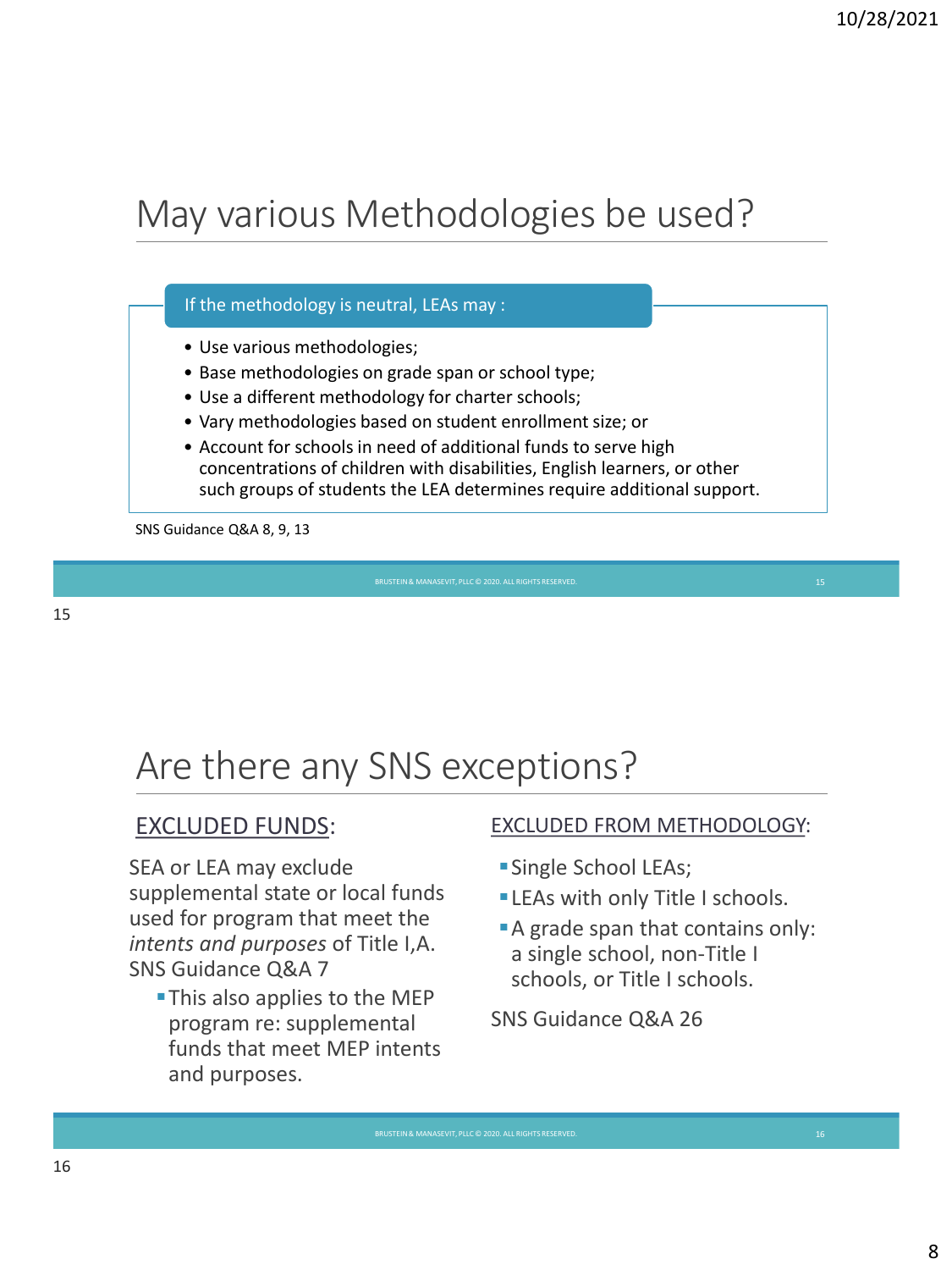# May various Methodologies be used?

**If the methodology is neutral, LEAs may :**

- Use various methodologies;
- Base methodologies on grade span or school type;
- Use a different methodology for charter schools;
- Vary methodologies based on student enrollment size; or
- Account for schools in need of additional funds to serve high concentrations of children with disabilities, English learners, or other such groups of students the LEA determines require additional support.

SNS Guidance Q&A 8, 9, 13

# Are there any SNS exceptions?

EXCLUDED FUNDS:

SEA or LEA may exclude supplemental state or local funds used for program that meet the *intents and purposes* of Title I,A. SNS Guidance Q&A 7

- This also applies to the MEP program re: supplemental funds that meet MEP intents and purposes.

EXCLUDED FROM METHODOLOGY:

- Single School LEAs;
- LEAs with only Title I schools.
- A grade span that contains only: a single school, non-Title I schools, or Title I schools.

SNS Guidance Q&A 26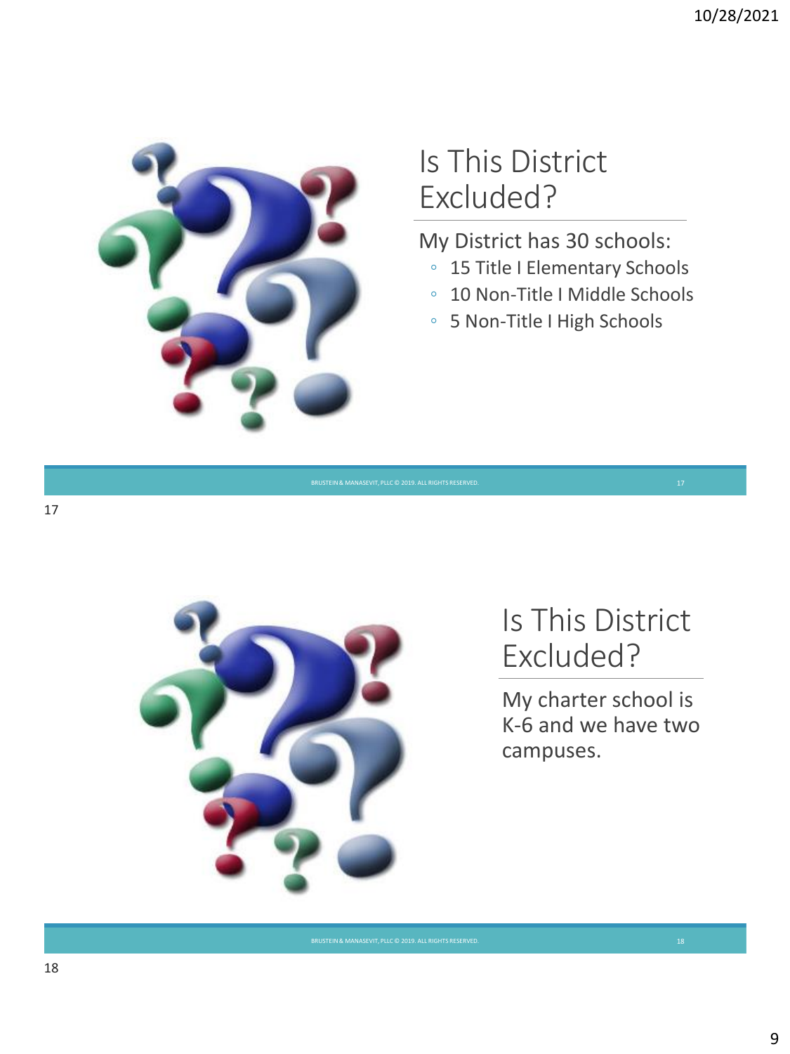## Is This District Excluded?

My District has 30 schools:

- 15 Title I Elementary Schools
- 10 Non-Title I Middle Schools
- 5 Non-Title I High Schools

## Is This District Excluded?

My charter school is K-6 and we have two campuses.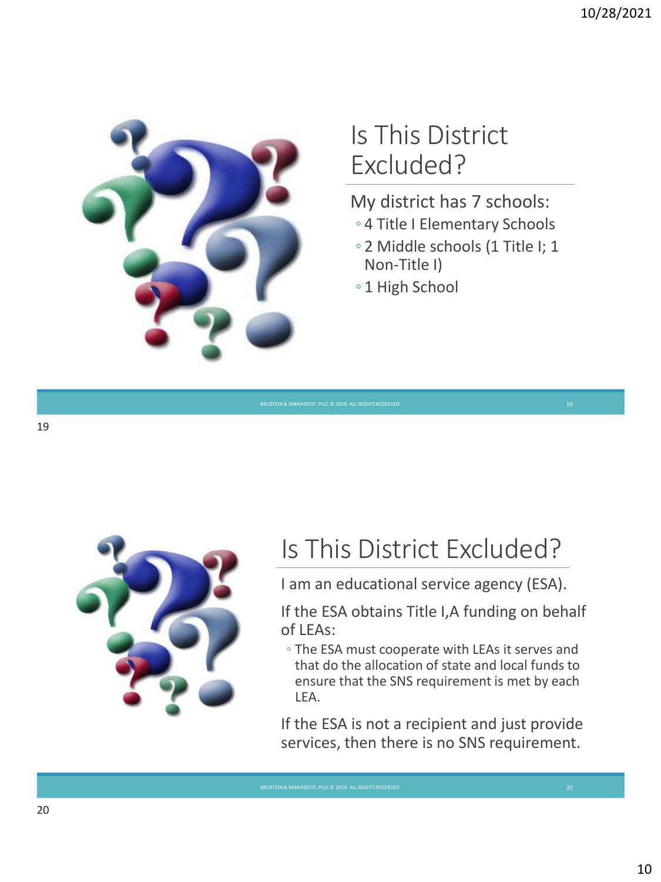## Is This District Excluded?

My district has 7 schools:

- 4 Title I Elementary Schools
- 2 Middle schools (1 Title I; 1 Non-Title I)
- 1 High School

## Is This District Excluded?

I am an educational service agency (ESA).

If the ESA obtains Title I,A funding on behalf of LEAs:

- The ESA must cooperate with LEAs it serves and that do the allocation of state and local funds to ensure that the SNS requirement is met by each LEA.

If the ESA is not a recipient and just provide services, then there is no SNS requirement.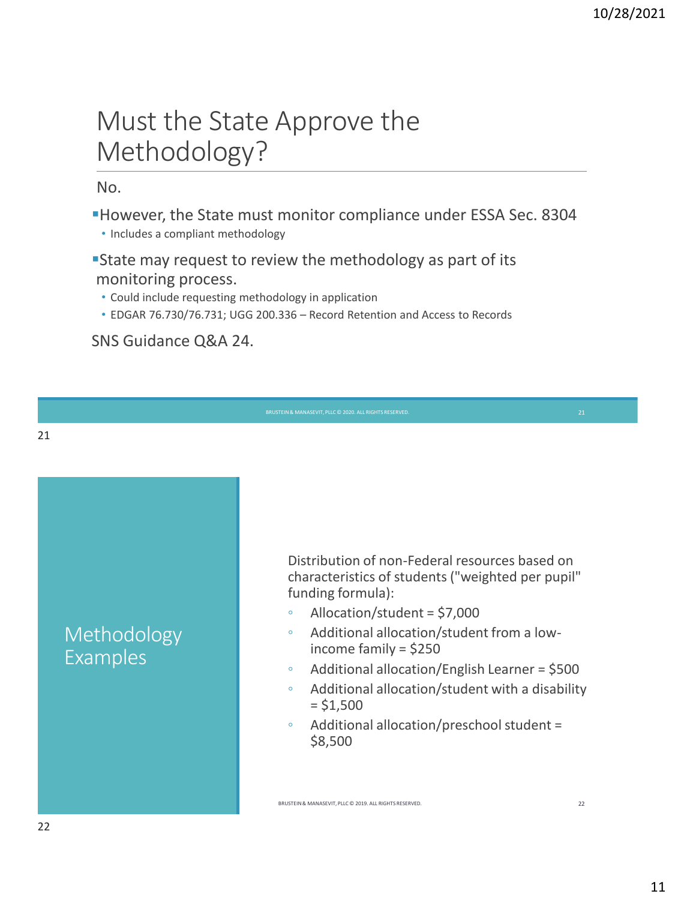# Must the State Approve the Methodology?

No.

- However, the State must monitor compliance under ESSA Sec. 8304
  - Includes a compliant methodology
- State may request to review the methodology as part of its monitoring process.
  - Could include requesting methodology in application
  - EDGAR 76.730/76.731; UGG 200.336 – Record Retention and Access to Records

SNS Guidance Q&A 24.

# Methodology Examples

Distribution of non-Federal resources based on characteristics of students ("weighted per pupil" funding formula):

- Allocation/student = $7,000
- Additional allocation/student from a low-income family = $250
- Additional allocation/English Learner = $500
- Additional allocation/student with a disability = $1,500
- Additional allocation/preschool student = $8,500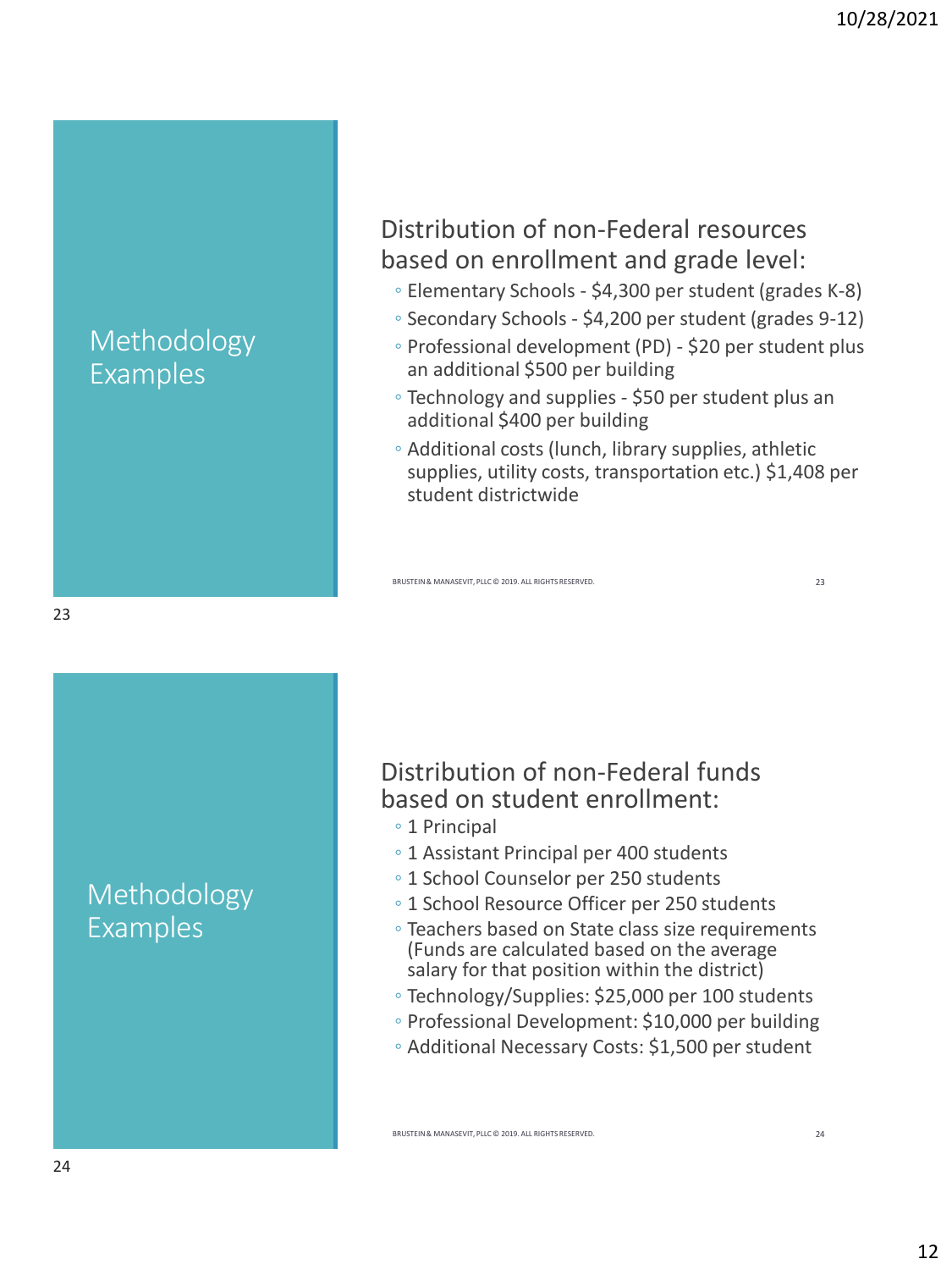## Methodology Examples

Distribution of non-Federal resources based on enrollment and grade level:

- Elementary Schools - $4,300 per student (grades K-8)
- Secondary Schools - $4,200 per student (grades 9-12)
- Professional development (PD) - $20 per student plus an additional $500 per building
- Technology and supplies - $50 per student plus an additional $400 per building
- Additional costs (lunch, library supplies, athletic supplies, utility costs, transportation etc.) $1,408 per student districtwide

BRUSTEIN & MANASEVIT, PLLC © 2019. ALL RIGHTS RESERVED.

## Methodology Examples

Distribution of non-Federal funds based on student enrollment:

- 1 Principal
- 1 Assistant Principal per 400 students
- 1 School Counselor per 250 students
- 1 School Resource Officer per 250 students
- Teachers based on State class size requirements (Funds are calculated based on the average salary for that position within the district)
- Technology/Supplies: $25,000 per 100 students
- Professional Development: $10,000 per building
- Additional Necessary Costs: $1,500 per student

BRUSTEIN & MANASEVIT, PLLC © 2019. ALL RIGHTS RESERVED.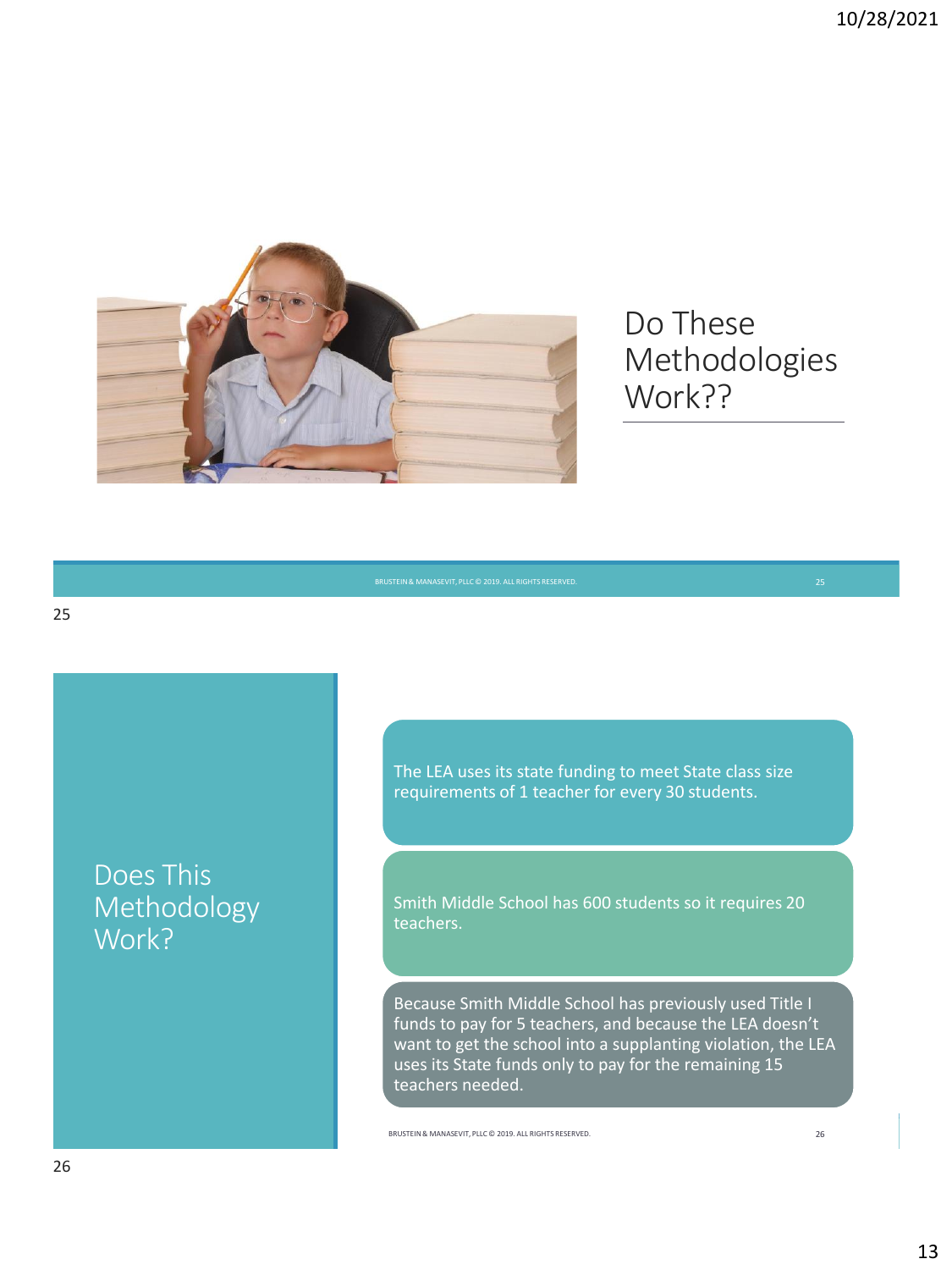## Do These Methodologies Work??

## Does This Methodology Work?

The LEA uses its state funding to meet State class size requirements of 1 teacher for every 30 students.

Smith Middle School has 600 students so it requires 20 teachers.

Because Smith Middle School has previously used Title I funds to pay for 5 teachers, and because the LEA doesn't want to get the school into a supplanting violation, the LEA uses its State funds only to pay for the remaining 15 teachers needed.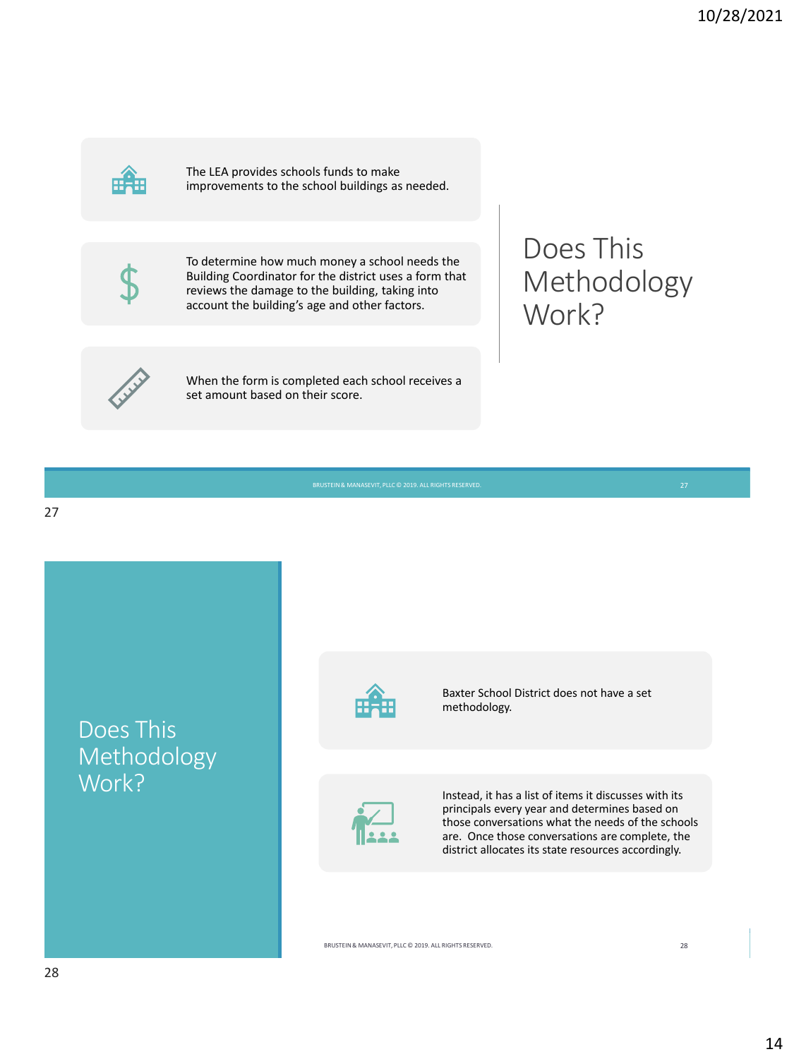## Does This Methodology Work?

- The LEA provides schools funds to make improvements to the school buildings as needed.
- To determine how much money a school needs the Building Coordinator for the district uses a form that reviews the damage to the building, taking into account the building's age and other factors.
- When the form is completed each school receives a set amount based on their score.

BRUSTEIN & MANASEVIT, PLLC © 2019. ALL RIGHTS RESERVED.

## Does This Methodology Work?

- Baxter School District does not have a set methodology.
- Instead, it has a list of items it discusses with its principals every year and determines based on those conversations what the needs of the schools are. Once those conversations are complete, the district allocates its state resources accordingly.

BRUSTEIN & MANASEVIT, PLLC © 2019. ALL RIGHTS RESERVED.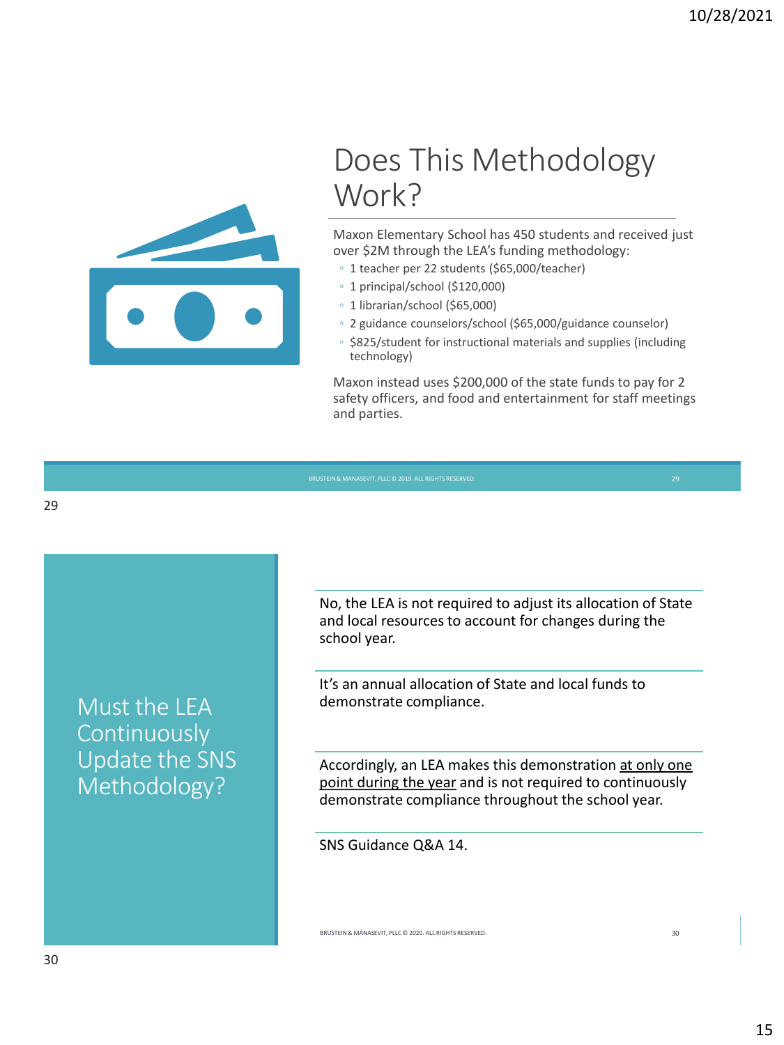## Does This Methodology Work?

Maxon Elementary School has 450 students and received just over $2M through the LEA's funding methodology:

- 1 teacher per 22 students ($65,000/teacher)
- 1 principal/school ($120,000)
- 1 librarian/school ($65,000)
- 2 guidance counselors/school ($65,000/guidance counselor)
- $825/student for instructional materials and supplies (including technology)

Maxon instead uses $200,000 of the state funds to pay for 2 safety officers, and food and entertainment for staff meetings and parties.

BRUSTEIN & MANASEVIT, PLLC © 2019. ALL RIGHTS RESERVED.

## Must the LEA Continuously Update the SNS Methodology?

No, the LEA is not required to adjust its allocation of State and local resources to account for changes during the school year.

It's an annual allocation of State and local funds to demonstrate compliance.

Accordingly, an LEA makes this demonstration at only one point during the year and is not required to continuously demonstrate compliance throughout the school year.

SNS Guidance Q&A 14.

BRUSTEIN & MANASEVIT, PLLC © 2020. ALL RIGHTS RESERVED.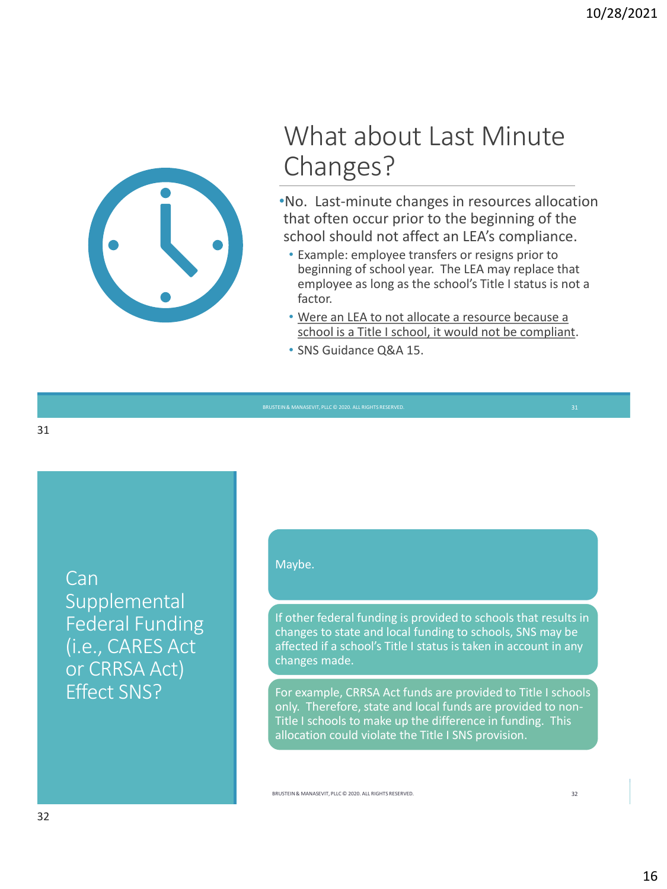## What about Last Minute Changes?

- No. Last-minute changes in resources allocation that often occur prior to the beginning of the school should not affect an LEA's compliance.
  - Example: employee transfers or resigns prior to beginning of school year. The LEA may replace that employee as long as the school's Title I status is not a factor.
  - Were an LEA to not allocate a resource because a school is a Title I school, it would not be compliant.
  - SNS Guidance Q&A 15.

BRUSTEIN & MANASEVIT, PLLC © 2020. ALL RIGHTS RESERVED.

## Can Supplemental Federal Funding (i.e., CARES Act or CRRSA Act) Effect SNS?

Maybe.

If other federal funding is provided to schools that results in changes to state and local funding to schools, SNS may be affected if a school's Title I status is taken in account in any changes made.

For example, CRRSA Act funds are provided to Title I schools only. Therefore, state and local funds are provided to non-Title I schools to make up the difference in funding. This allocation could violate the Title I SNS provision.

BRUSTEIN & MANASEVIT, PLLC © 2020. ALL RIGHTS RESERVED.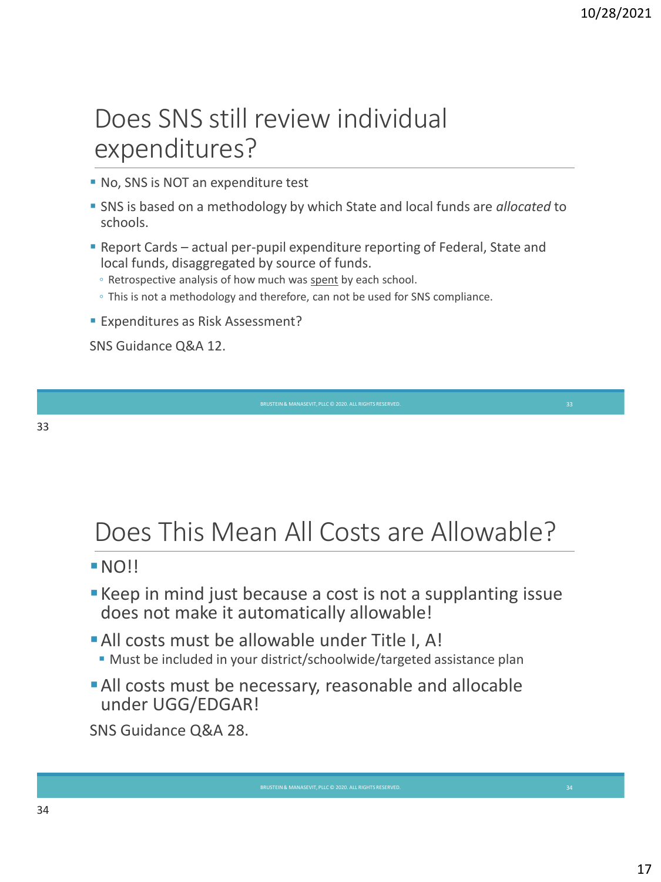## Does SNS still review individual expenditures?

- No, SNS is NOT an expenditure test
- SNS is based on a methodology by which State and local funds are *allocated* to schools.
- Report Cards – actual per-pupil expenditure reporting of Federal, State and local funds, disaggregated by source of funds.
  - Retrospective analysis of how much was spent by each school.
  - This is not a methodology and therefore, can not be used for SNS compliance.
- Expenditures as Risk Assessment?

SNS Guidance Q&A 12.

## Does This Mean All Costs are Allowable?

- NO!!
- Keep in mind just because a cost is not a supplanting issue does not make it automatically allowable!
- All costs must be allowable under Title I, A!
  - Must be included in your district/schoolwide/targeted assistance plan
- All costs must be necessary, reasonable and allocable under UGG/EDGAR!

SNS Guidance Q&A 28.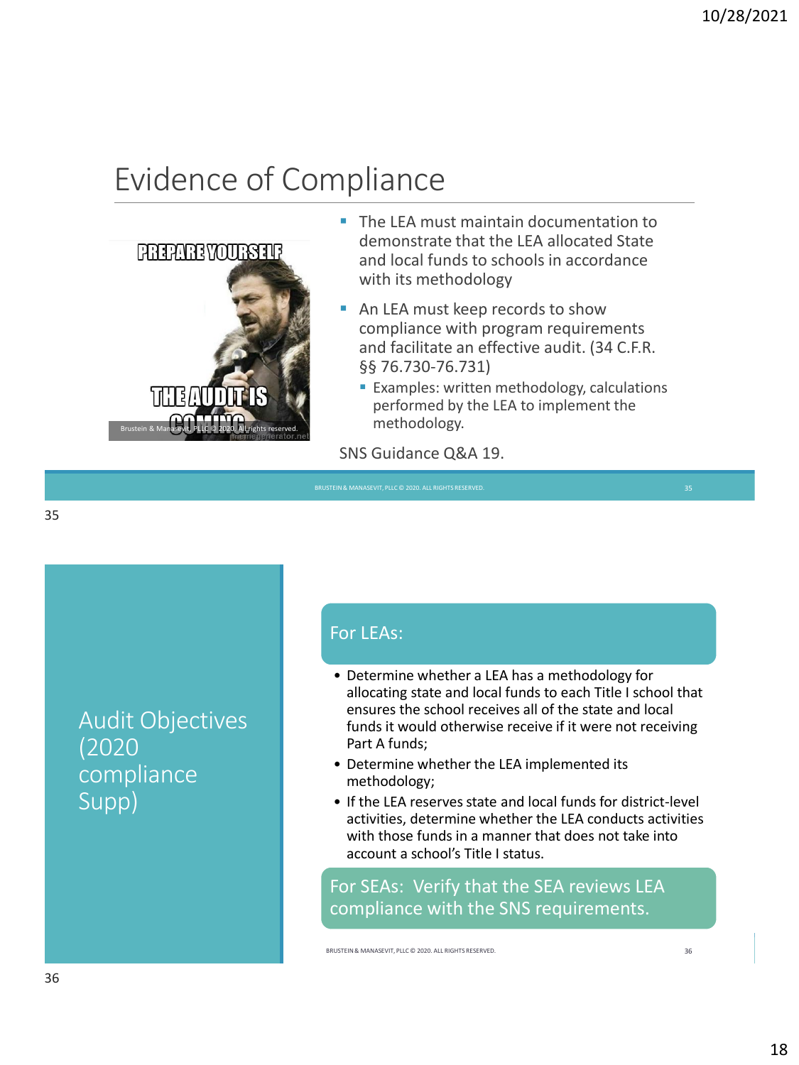# Evidence of Compliance

- The LEA must maintain documentation to demonstrate that the LEA allocated State and local funds to schools in accordance with its methodology
- An LEA must keep records to show compliance with program requirements and facilitate an effective audit. (34 C.F.R. §§ 76.730-76.731)
  - Examples: written methodology, calculations performed by the LEA to implement the methodology.

SNS Guidance Q&A 19.

# Audit Objectives (2020 compliance Supp)

## For LEAs:

- Determine whether a LEA has a methodology for allocating state and local funds to each Title I school that ensures the school receives all of the state and local funds it would otherwise receive if it were not receiving Part A funds;
- Determine whether the LEA implemented its methodology;
- If the LEA reserves state and local funds for district-level activities, determine whether the LEA conducts activities with those funds in a manner that does not take into account a school's Title I status.

## For SEAs: Verify that the SEA reviews LEA compliance with the SNS requirements.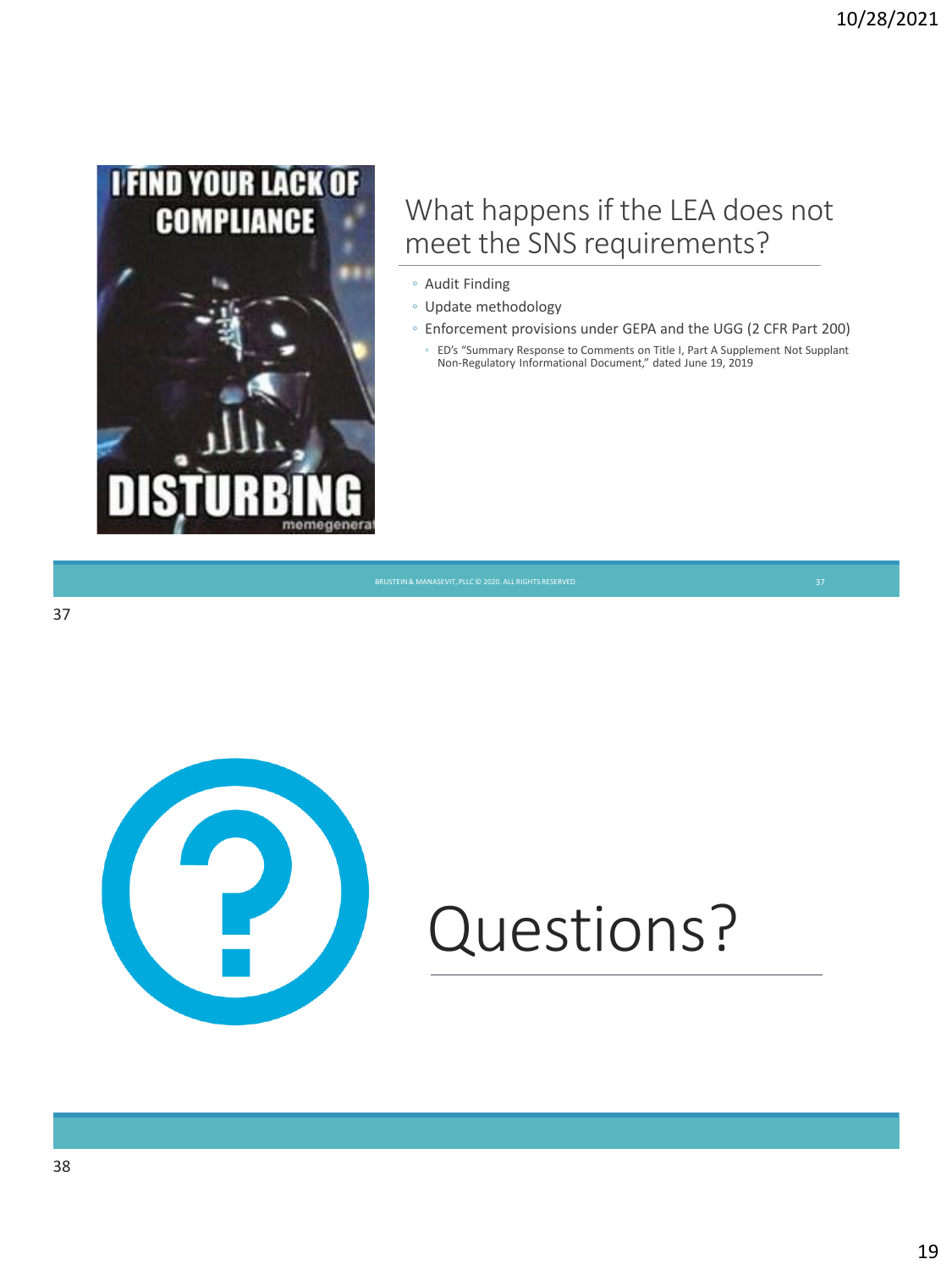## What happens if the LEA does not meet the SNS requirements?

- Audit Finding
- Update methodology
- Enforcement provisions under GEPA and the UGG (2 CFR Part 200)
  - ED's "Summary Response to Comments on Title I, Part A Supplement Not Supplant Non-Regulatory Informational Document," dated June 19, 2019

BRUSTEIN & MANASEVIT, PLLC © 2020. ALL RIGHTS RESERVED.

# Questions?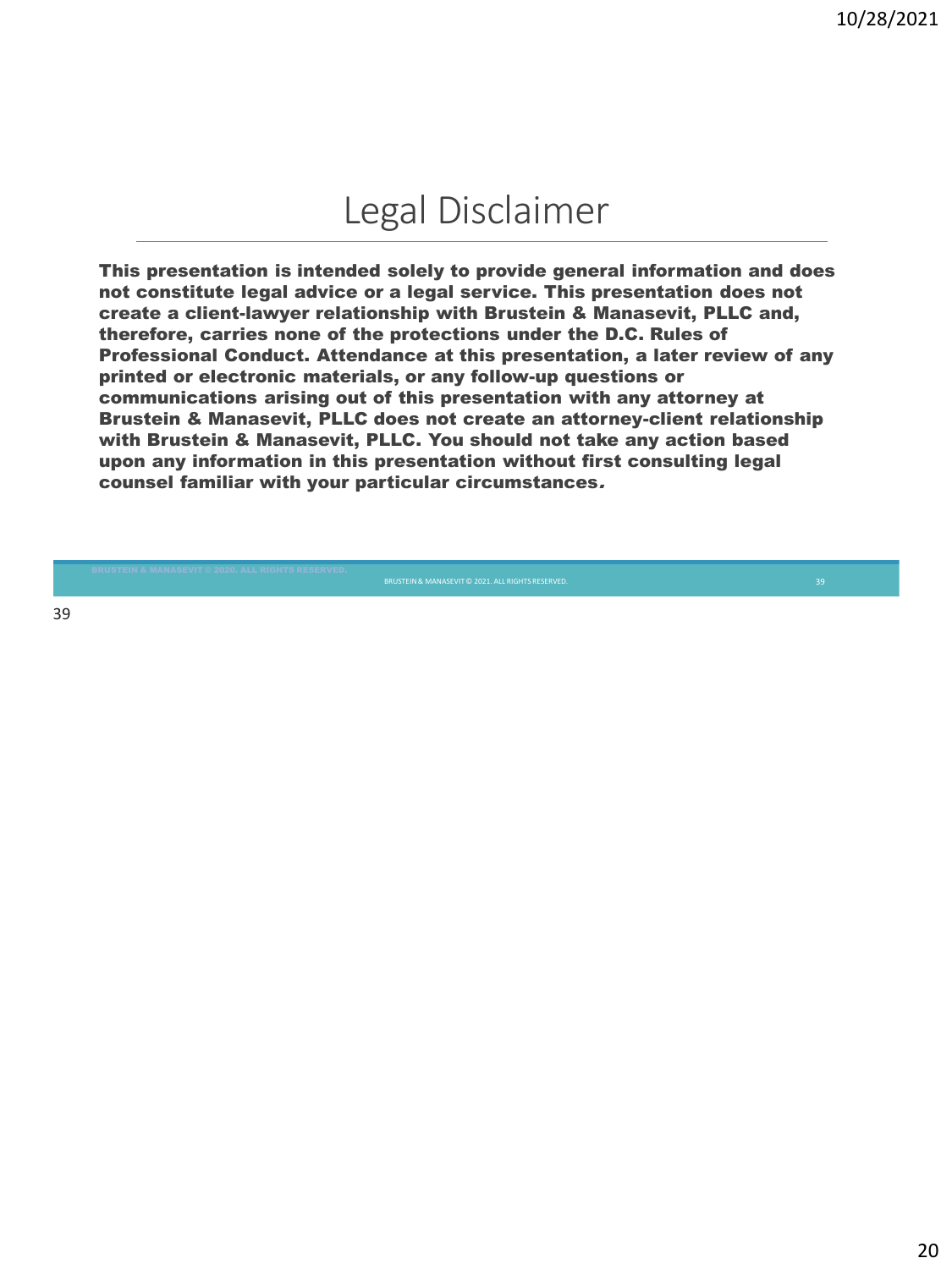# Legal Disclaimer

**This presentation is intended solely to provide general information and does not constitute legal advice or a legal service. This presentation does not create a client-lawyer relationship with Brustein & Manasevit, PLLC and, therefore, carries none of the protections under the D.C. Rules of Professional Conduct. Attendance at this presentation, a later review of any printed or electronic materials, or any follow-up questions or communications arising out of this presentation with any attorney at Brustein & Manasevit, PLLC does not create an attorney-client relationship with Brustein & Manasevit, PLLC. You should not take any action based upon any information in this presentation without first consulting legal counsel familiar with your particular circumstances.**

BRUSTEIN & MANASEVIT © 2020. ALL RIGHTS RESERVED.

BRUSTEIN & MANASEVIT © 2021. ALL RIGHTS RESERVED.